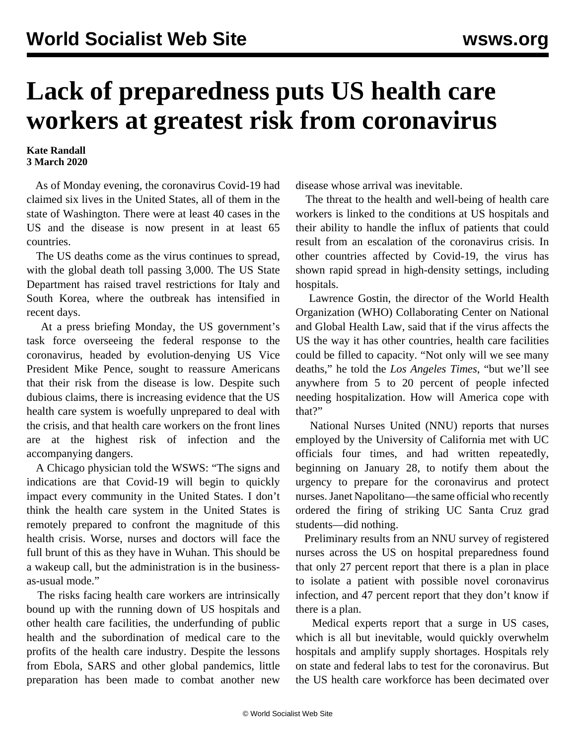# Lack of preparedness puts US health care workers at greatest risk from coronavirus

**Kate Randall**
**3 March 2020**

As of Monday evening, the coronavirus Covid-19 had claimed six lives in the United States, all of them in the state of Washington. There were at least 40 cases in the US and the disease is now present in at least 65 countries.

The US deaths come as the virus continues to spread, with the global death toll passing 3,000. The US State Department has raised travel restrictions for Italy and South Korea, where the outbreak has intensified in recent days.

At a press briefing Monday, the US government's task force overseeing the federal response to the coronavirus, headed by evolution-denying US Vice President Mike Pence, sought to reassure Americans that their risk from the disease is low. Despite such dubious claims, there is increasing evidence that the US health care system is woefully unprepared to deal with the crisis, and that health care workers on the front lines are at the highest risk of infection and the accompanying dangers.

A Chicago physician told the WSWS: "The signs and indications are that Covid-19 will begin to quickly impact every community in the United States. I don't think the health care system in the United States is remotely prepared to confront the magnitude of this health crisis. Worse, nurses and doctors will face the full brunt of this as they have in Wuhan. This should be a wakeup call, but the administration is in the business-as-usual mode."

The risks facing health care workers are intrinsically bound up with the running down of US hospitals and other health care facilities, the underfunding of public health and the subordination of medical care to the profits of the health care industry. Despite the lessons from Ebola, SARS and other global pandemics, little preparation has been made to combat another new disease whose arrival was inevitable.

The threat to the health and well-being of health care workers is linked to the conditions at US hospitals and their ability to handle the influx of patients that could result from an escalation of the coronavirus crisis. In other countries affected by Covid-19, the virus has shown rapid spread in high-density settings, including hospitals.

Lawrence Gostin, the director of the World Health Organization (WHO) Collaborating Center on National and Global Health Law, said that if the virus affects the US the way it has other countries, health care facilities could be filled to capacity. "Not only will we see many deaths," he told the *Los Angeles Times*, "but we'll see anywhere from 5 to 20 percent of people infected needing hospitalization. How will America cope with that?"

National Nurses United (NNU) reports that nurses employed by the University of California met with UC officials four times, and had written repeatedly, beginning on January 28, to notify them about the urgency to prepare for the coronavirus and protect nurses. Janet Napolitano—the same official who recently ordered the firing of striking UC Santa Cruz grad students—did nothing.

Preliminary results from an NNU survey of registered nurses across the US on hospital preparedness found that only 27 percent report that there is a plan in place to isolate a patient with possible novel coronavirus infection, and 47 percent report that they don't know if there is a plan.

Medical experts report that a surge in US cases, which is all but inevitable, would quickly overwhelm hospitals and amplify supply shortages. Hospitals rely on state and federal labs to test for the coronavirus. But the US health care workforce has been decimated over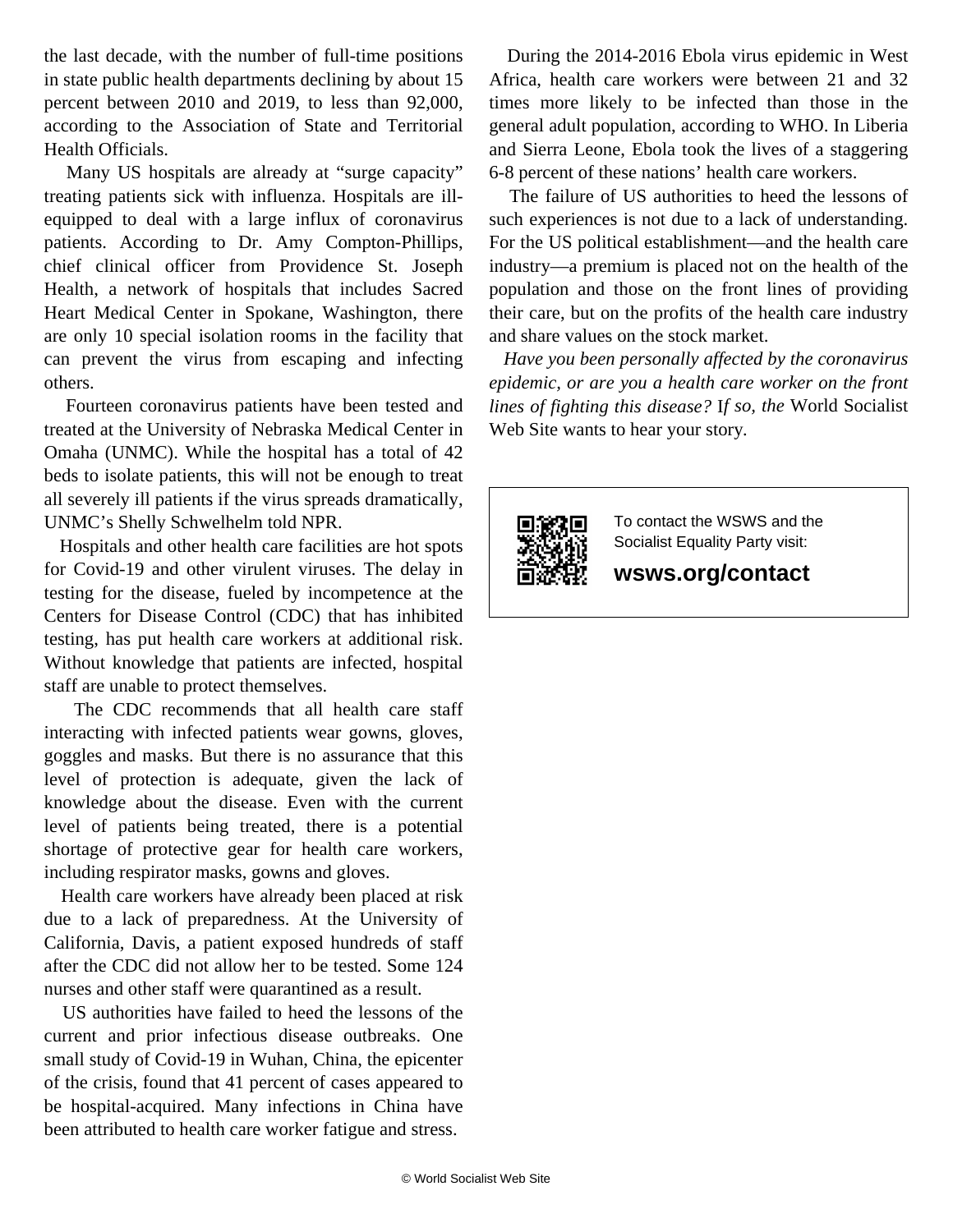the last decade, with the number of full-time positions in state public health departments declining by about 15 percent between 2010 and 2019, to less than 92,000, according to the Association of State and Territorial Health Officials.

Many US hospitals are already at "surge capacity" treating patients sick with influenza. Hospitals are ill-equipped to deal with a large influx of coronavirus patients. According to Dr. Amy Compton-Phillips, chief clinical officer from Providence St. Joseph Health, a network of hospitals that includes Sacred Heart Medical Center in Spokane, Washington, there are only 10 special isolation rooms in the facility that can prevent the virus from escaping and infecting others.

Fourteen coronavirus patients have been tested and treated at the University of Nebraska Medical Center in Omaha (UNMC). While the hospital has a total of 42 beds to isolate patients, this will not be enough to treat all severely ill patients if the virus spreads dramatically, UNMC's Shelly Schwelhelm told NPR.

Hospitals and other health care facilities are hot spots for Covid-19 and other virulent viruses. The delay in testing for the disease, fueled by incompetence at the Centers for Disease Control (CDC) that has inhibited testing, has put health care workers at additional risk. Without knowledge that patients are infected, hospital staff are unable to protect themselves.

The CDC recommends that all health care staff interacting with infected patients wear gowns, gloves, goggles and masks. But there is no assurance that this level of protection is adequate, given the lack of knowledge about the disease. Even with the current level of patients being treated, there is a potential shortage of protective gear for health care workers, including respirator masks, gowns and gloves.

Health care workers have already been placed at risk due to a lack of preparedness. At the University of California, Davis, a patient exposed hundreds of staff after the CDC did not allow her to be tested. Some 124 nurses and other staff were quarantined as a result.

US authorities have failed to heed the lessons of the current and prior infectious disease outbreaks. One small study of Covid-19 in Wuhan, China, the epicenter of the crisis, found that 41 percent of cases appeared to be hospital-acquired. Many infections in China have been attributed to health care worker fatigue and stress.

During the 2014-2016 Ebola virus epidemic in West Africa, health care workers were between 21 and 32 times more likely to be infected than those in the general adult population, according to WHO. In Liberia and Sierra Leone, Ebola took the lives of a staggering 6-8 percent of these nations' health care workers.

The failure of US authorities to heed the lessons of such experiences is not due to a lack of understanding. For the US political establishment—and the health care industry—a premium is placed not on the health of the population and those on the front lines of providing their care, but on the profits of the health care industry and share values on the stock market.

*Have you been personally affected by the coronavirus epidemic, or are you a health care worker on the front lines of fighting this disease? If so, the* World Socialist Web Site wants to hear your story.

To contact the WSWS and the Socialist Equality Party visit:

**wsws.org/contact**